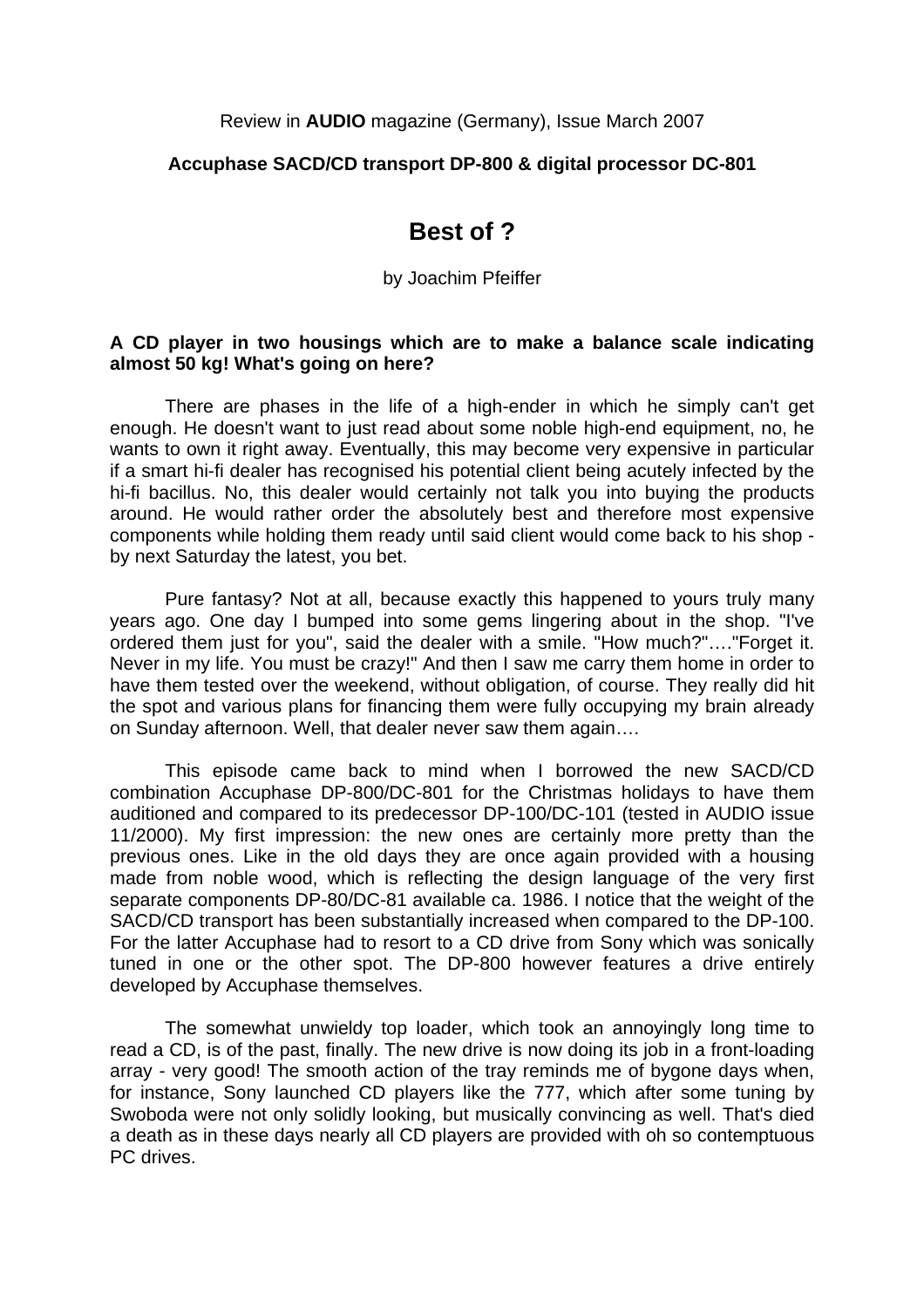Review in **AUDIO** magazine (Germany), Issue March 2007

**Accuphase SACD/CD transport DP-800 & digital processor DC-801**

# Best of ?

by Joachim Pfeiffer

**A CD player in two housings which are to make a balance scale indicating almost 50 kg! What's going on here?**

There are phases in the life of a high-ender in which he simply can't get enough. He doesn't want to just read about some noble high-end equipment, no, he wants to own it right away. Eventually, this may become very expensive in particular if a smart hi-fi dealer has recognised his potential client being acutely infected by the hi-fi bacillus. No, this dealer would certainly not talk you into buying the products around. He would rather order the absolutely best and therefore most expensive components while holding them ready until said client would come back to his shop - by next Saturday the latest, you bet.

Pure fantasy? Not at all, because exactly this happened to yours truly many years ago. One day I bumped into some gems lingering about in the shop. "I've ordered them just for you", said the dealer with a smile. "How much?"…."Forget it. Never in my life. You must be crazy!" And then I saw me carry them home in order to have them tested over the weekend, without obligation, of course. They really did hit the spot and various plans for financing them were fully occupying my brain already on Sunday afternoon. Well, that dealer never saw them again….

This episode came back to mind when I borrowed the new SACD/CD combination Accuphase DP-800/DC-801 for the Christmas holidays to have them auditioned and compared to its predecessor DP-100/DC-101 (tested in AUDIO issue 11/2000). My first impression: the new ones are certainly more pretty than the previous ones. Like in the old days they are once again provided with a housing made from noble wood, which is reflecting the design language of the very first separate components DP-80/DC-81 available ca. 1986. I notice that the weight of the SACD/CD transport has been substantially increased when compared to the DP-100. For the latter Accuphase had to resort to a CD drive from Sony which was sonically tuned in one or the other spot. The DP-800 however features a drive entirely developed by Accuphase themselves.

The somewhat unwieldy top loader, which took an annoyingly long time to read a CD, is of the past, finally. The new drive is now doing its job in a front-loading array - very good! The smooth action of the tray reminds me of bygone days when, for instance, Sony launched CD players like the 777, which after some tuning by Swoboda were not only solidly looking, but musically convincing as well. That's died a death as in these days nearly all CD players are provided with oh so contemptuous PC drives.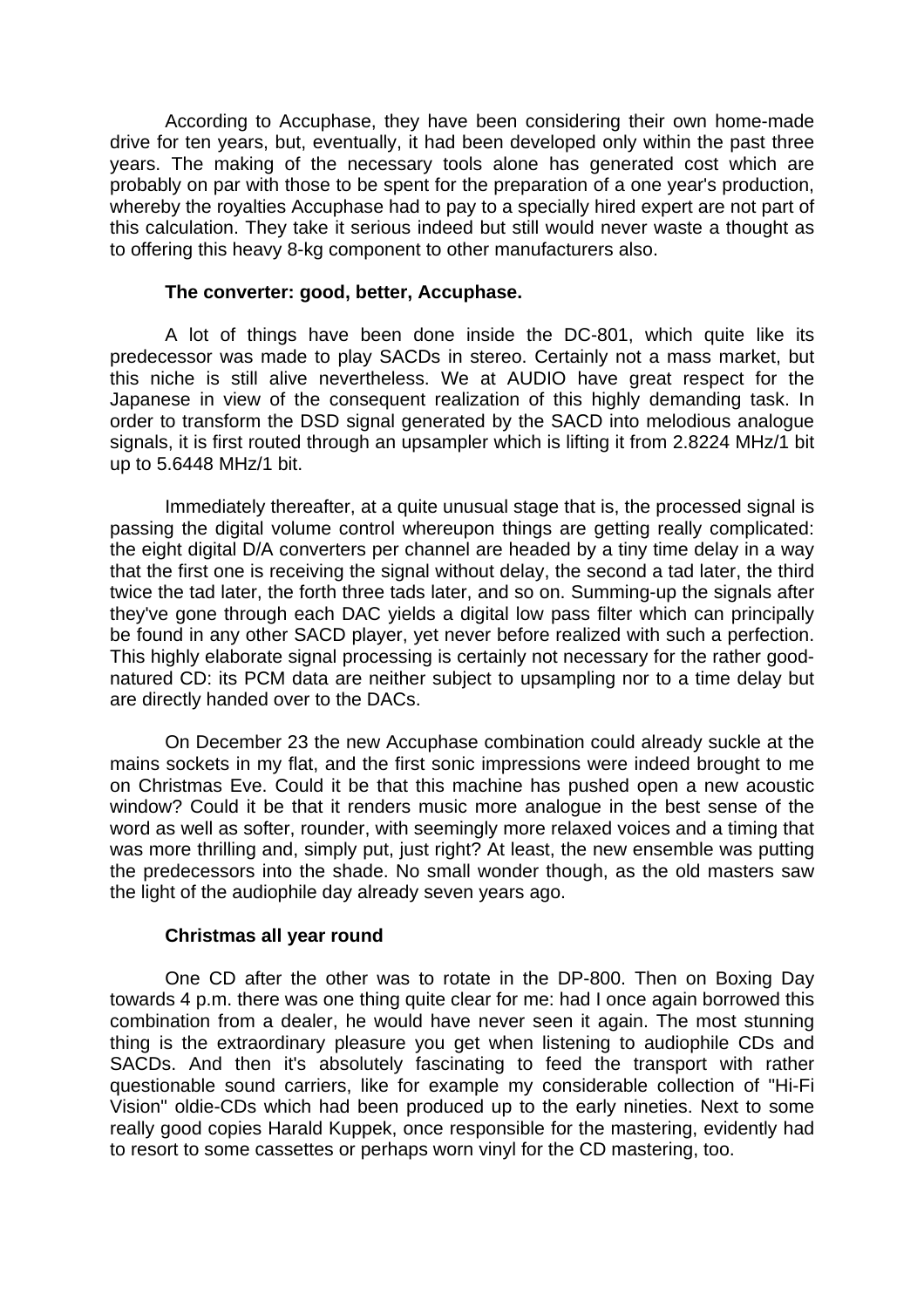According to Accuphase, they have been considering their own home-made drive for ten years, but, eventually, it had been developed only within the past three years. The making of the necessary tools alone has generated cost which are probably on par with those to be spent for the preparation of a one year's production, whereby the royalties Accuphase had to pay to a specially hired expert are not part of this calculation. They take it serious indeed but still would never waste a thought as to offering this heavy 8-kg component to other manufacturers also.

**The converter: good, better, Accuphase.**

A lot of things have been done inside the DC-801, which quite like its predecessor was made to play SACDs in stereo. Certainly not a mass market, but this niche is still alive nevertheless. We at AUDIO have great respect for the Japanese in view of the consequent realization of this highly demanding task. In order to transform the DSD signal generated by the SACD into melodious analogue signals, it is first routed through an upsampler which is lifting it from 2.8224 MHz/1 bit up to 5.6448 MHz/1 bit.

Immediately thereafter, at a quite unusual stage that is, the processed signal is passing the digital volume control whereupon things are getting really complicated: the eight digital D/A converters per channel are headed by a tiny time delay in a way that the first one is receiving the signal without delay, the second a tad later, the third twice the tad later, the forth three tads later, and so on. Summing-up the signals after they've gone through each DAC yields a digital low pass filter which can principally be found in any other SACD player, yet never before realized with such a perfection. This highly elaborate signal processing is certainly not necessary for the rather good-natured CD: its PCM data are neither subject to upsampling nor to a time delay but are directly handed over to the DACs.

On December 23 the new Accuphase combination could already suckle at the mains sockets in my flat, and the first sonic impressions were indeed brought to me on Christmas Eve. Could it be that this machine has pushed open a new acoustic window? Could it be that it renders music more analogue in the best sense of the word as well as softer, rounder, with seemingly more relaxed voices and a timing that was more thrilling and, simply put, just right? At least, the new ensemble was putting the predecessors into the shade. No small wonder though, as the old masters saw the light of the audiophile day already seven years ago.

**Christmas all year round**

One CD after the other was to rotate in the DP-800. Then on Boxing Day towards 4 p.m. there was one thing quite clear for me: had I once again borrowed this combination from a dealer, he would have never seen it again. The most stunning thing is the extraordinary pleasure you get when listening to audiophile CDs and SACDs. And then it's absolutely fascinating to feed the transport with rather questionable sound carriers, like for example my considerable collection of "Hi-Fi Vision" oldie-CDs which had been produced up to the early nineties. Next to some really good copies Harald Kuppek, once responsible for the mastering, evidently had to resort to some cassettes or perhaps worn vinyl for the CD mastering, too.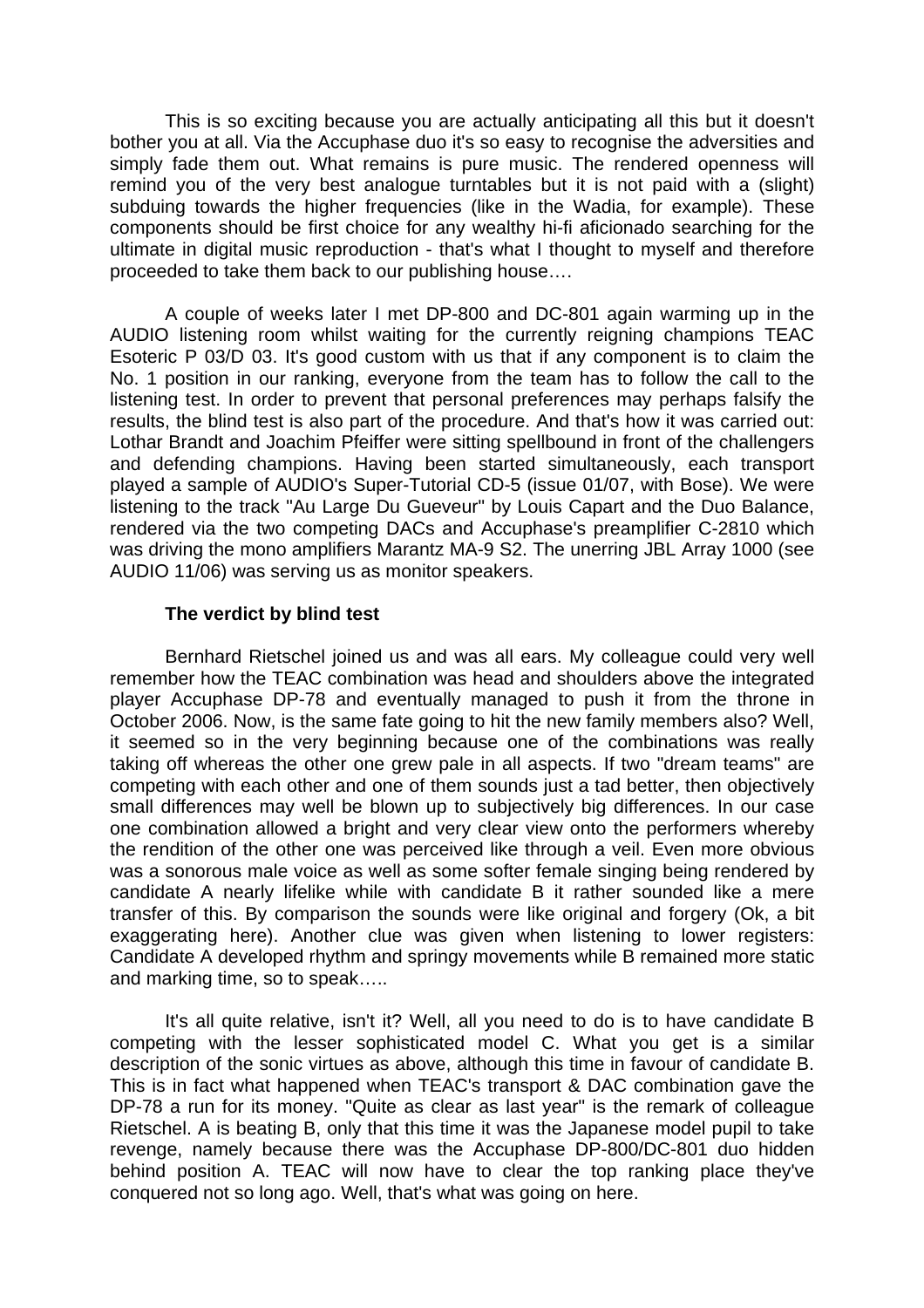This is so exciting because you are actually anticipating all this but it doesn't bother you at all. Via the Accuphase duo it's so easy to recognise the adversities and simply fade them out. What remains is pure music. The rendered openness will remind you of the very best analogue turntables but it is not paid with a (slight) subduing towards the higher frequencies (like in the Wadia, for example). These components should be first choice for any wealthy hi-fi aficionado searching for the ultimate in digital music reproduction - that's what I thought to myself and therefore proceeded to take them back to our publishing house….

A couple of weeks later I met DP-800 and DC-801 again warming up in the AUDIO listening room whilst waiting for the currently reigning champions TEAC Esoteric P 03/D 03. It's good custom with us that if any component is to claim the No. 1 position in our ranking, everyone from the team has to follow the call to the listening test. In order to prevent that personal preferences may perhaps falsify the results, the blind test is also part of the procedure. And that's how it was carried out: Lothar Brandt and Joachim Pfeiffer were sitting spellbound in front of the challengers and defending champions. Having been started simultaneously, each transport played a sample of AUDIO's Super-Tutorial CD-5 (issue 01/07, with Bose). We were listening to the track "Au Large Du Gueveur" by Louis Capart and the Duo Balance, rendered via the two competing DACs and Accuphase's preamplifier C-2810 which was driving the mono amplifiers Marantz MA-9 S2. The unerring JBL Array 1000 (see AUDIO 11/06) was serving us as monitor speakers.

**The verdict by blind test**

Bernhard Rietschel joined us and was all ears. My colleague could very well remember how the TEAC combination was head and shoulders above the integrated player Accuphase DP-78 and eventually managed to push it from the throne in October 2006. Now, is the same fate going to hit the new family members also? Well, it seemed so in the very beginning because one of the combinations was really taking off whereas the other one grew pale in all aspects. If two "dream teams" are competing with each other and one of them sounds just a tad better, then objectively small differences may well be blown up to subjectively big differences. In our case one combination allowed a bright and very clear view onto the performers whereby the rendition of the other one was perceived like through a veil. Even more obvious was a sonorous male voice as well as some softer female singing being rendered by candidate A nearly lifelike while with candidate B it rather sounded like a mere transfer of this. By comparison the sounds were like original and forgery (Ok, a bit exaggerating here). Another clue was given when listening to lower registers: Candidate A developed rhythm and springy movements while B remained more static and marking time, so to speak…..

It's all quite relative, isn't it? Well, all you need to do is to have candidate B competing with the lesser sophisticated model C. What you get is a similar description of the sonic virtues as above, although this time in favour of candidate B. This is in fact what happened when TEAC's transport & DAC combination gave the DP-78 a run for its money. "Quite as clear as last year" is the remark of colleague Rietschel. A is beating B, only that this time it was the Japanese model pupil to take revenge, namely because there was the Accuphase DP-800/DC-801 duo hidden behind position A. TEAC will now have to clear the top ranking place they've conquered not so long ago. Well, that's what was going on here.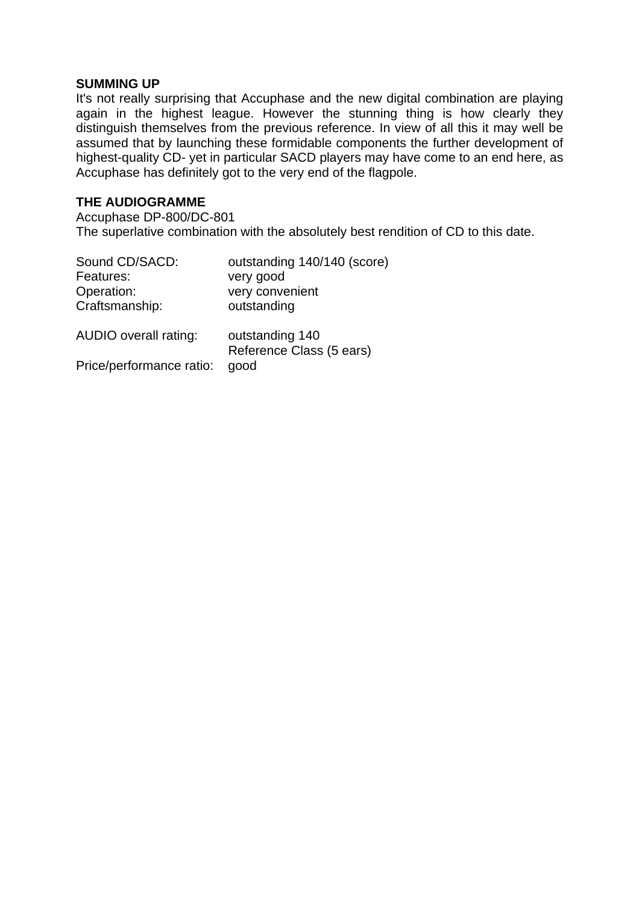## SUMMING UP

It's not really surprising that Accuphase and the new digital combination are playing again in the highest league. However the stunning thing is how clearly they distinguish themselves from the previous reference. In view of all this it may well be assumed that by launching these formidable components the further development of highest-quality CD- yet in particular SACD players may have come to an end here, as Accuphase has definitely got to the very end of the flagpole.

## THE AUDIOGRAMME

Accuphase DP-800/DC-801
The superlative combination with the absolutely best rendition of CD to this date.

| | |
|---|---|
| Sound CD/SACD: | outstanding 140/140 (score) |
| Features: | very good |
| Operation: | very convenient |
| Craftsmanship: | outstanding |
| | |
| AUDIO overall rating: | outstanding 140<br>Reference Class (5 ears) |
| Price/performance ratio: | good |